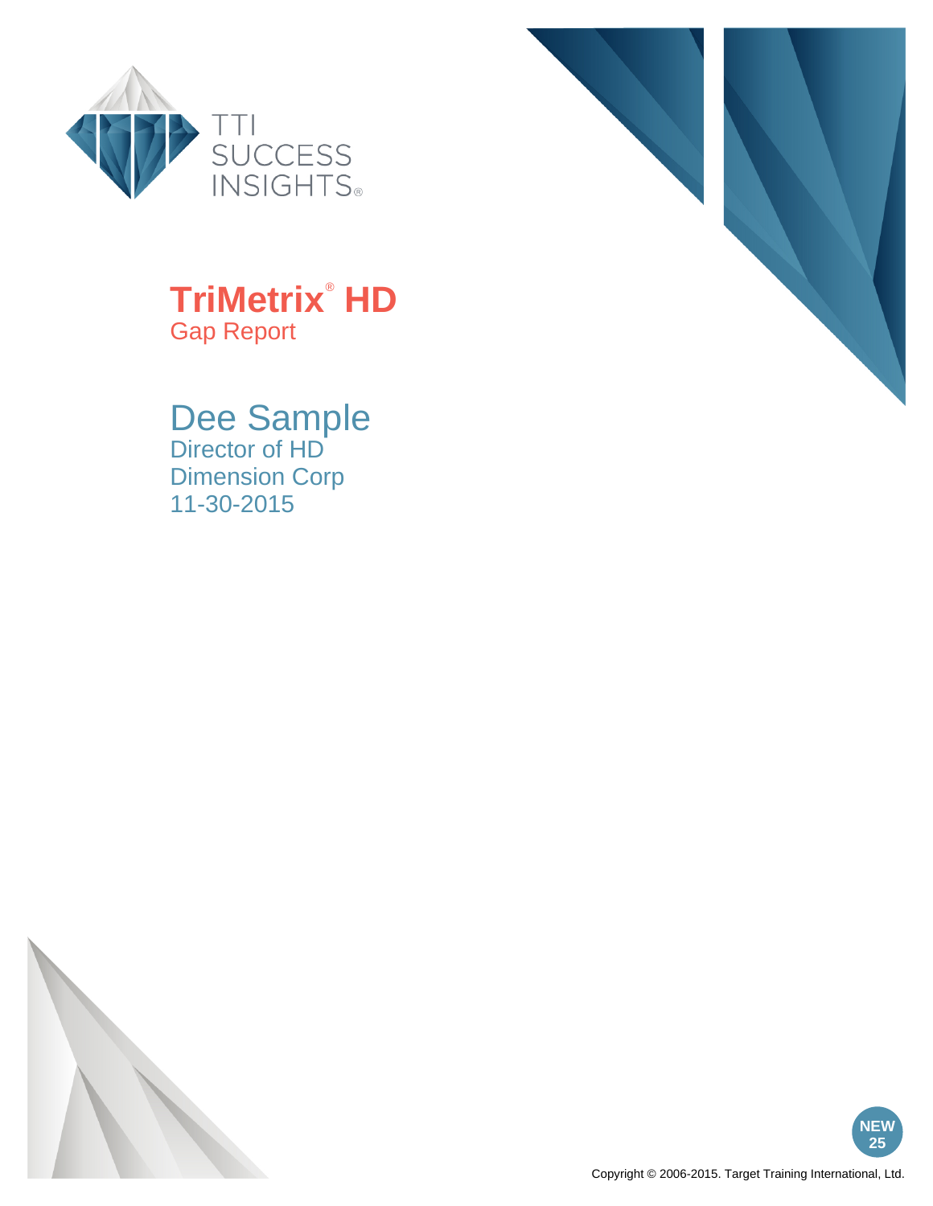TTI SUCCESS INSIGHTS®

# TriMetrix® HD

## Gap Report

## Dee Sample

Director of HD

Dimension Corp

11-30-2015

NEW 25

Copyright © 2006-2015. Target Training International, Ltd.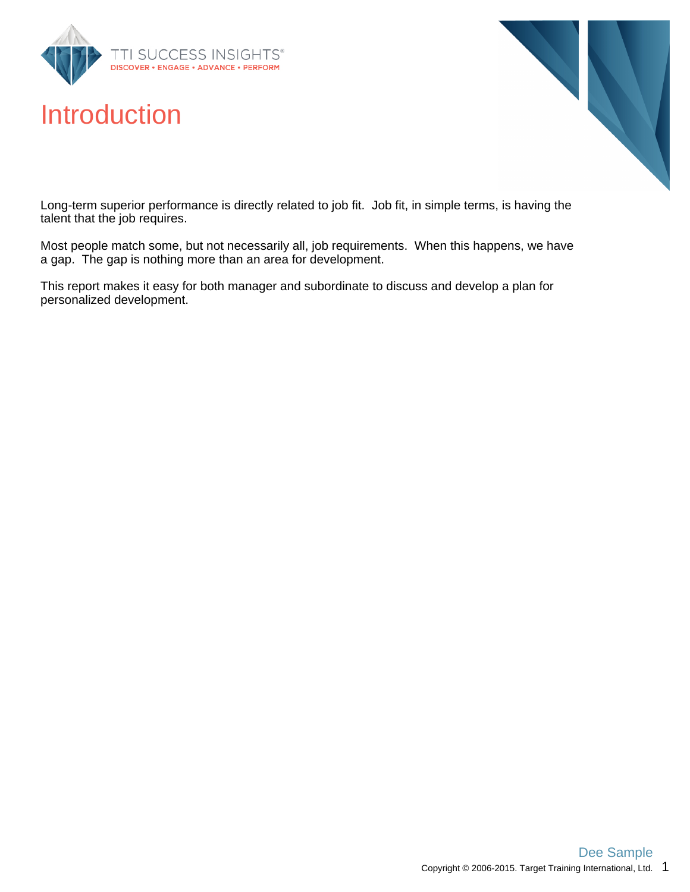# Introduction

Long-term superior performance is directly related to job fit. Job fit, in simple terms, is having the talent that the job requires.

Most people match some, but not necessarily all, job requirements. When this happens, we have a gap. The gap is nothing more than an area for development.

This report makes it easy for both manager and subordinate to discuss and develop a plan for personalized development.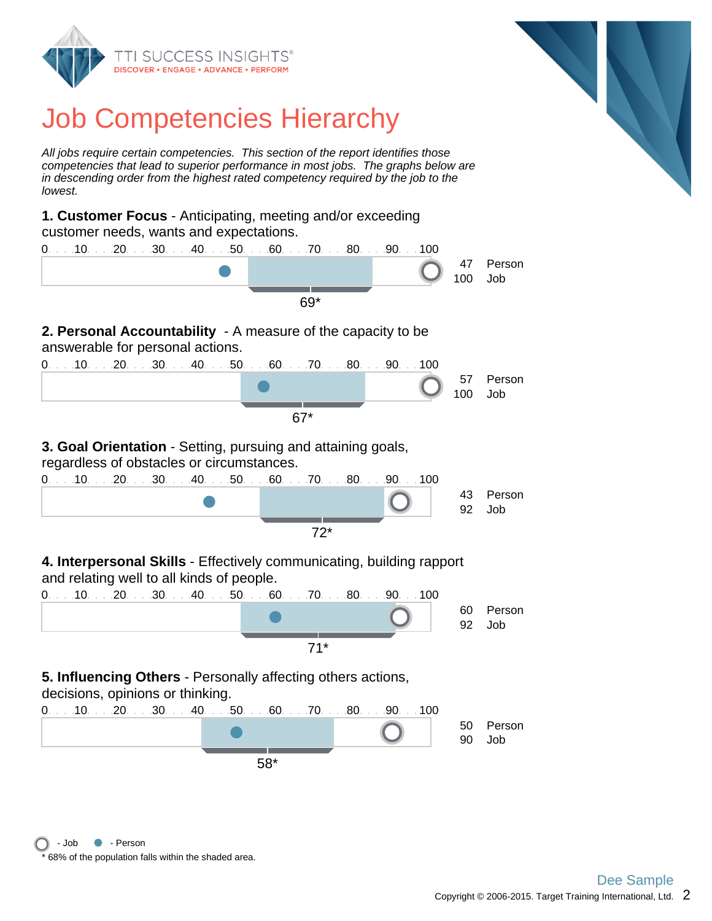# Job Competencies Hierarchy

*All jobs require certain competencies. This section of the report identifies those competencies that lead to superior performance in most jobs. The graphs below are in descending order from the highest rated competency required by the job to the lowest.*

**1. Customer Focus** - Anticipating, meeting and/or exceeding customer needs, wants and expectations.

0 . . . 10 . . . 20 . . . 30 . . . 40 . . . 50 . . . 60 . . . 70 . . . 80 . . . 90 . . . 100

47 Person
100 Job

69*

**2. Personal Accountability** - A measure of the capacity to be answerable for personal actions.

0 . . . 10 . . . 20 . . . 30 . . . 40 . . . 50 . . . 60 . . . 70 . . . 80 . . . 90 . . . 100

57 Person
100 Job

67*

**3. Goal Orientation** - Setting, pursuing and attaining goals, regardless of obstacles or circumstances.

0 . . . 10 . . . 20 . . . 30 . . . 40 . . . 50 . . . 60 . . . 70 . . . 80 . . . 90 . . . 100

43 Person
92 Job

72*

**4. Interpersonal Skills** - Effectively communicating, building rapport and relating well to all kinds of people.

0 . . . 10 . . . 20 . . . 30 . . . 40 . . . 50 . . . 60 . . . 70 . . . 80 . . . 90 . . . 100

60 Person
92 Job

71*

**5. Influencing Others** - Personally affecting others actions, decisions, opinions or thinking.

0 . . . 10 . . . 20 . . . 30 . . . 40 . . . 50 . . . 60 . . . 70 . . . 80 . . . 90 . . . 100

50 Person
90 Job

58*

- Job - Person

* 68% of the population falls within the shaded area.

Dee Sample

Copyright © 2006-2015. Target Training International, Ltd.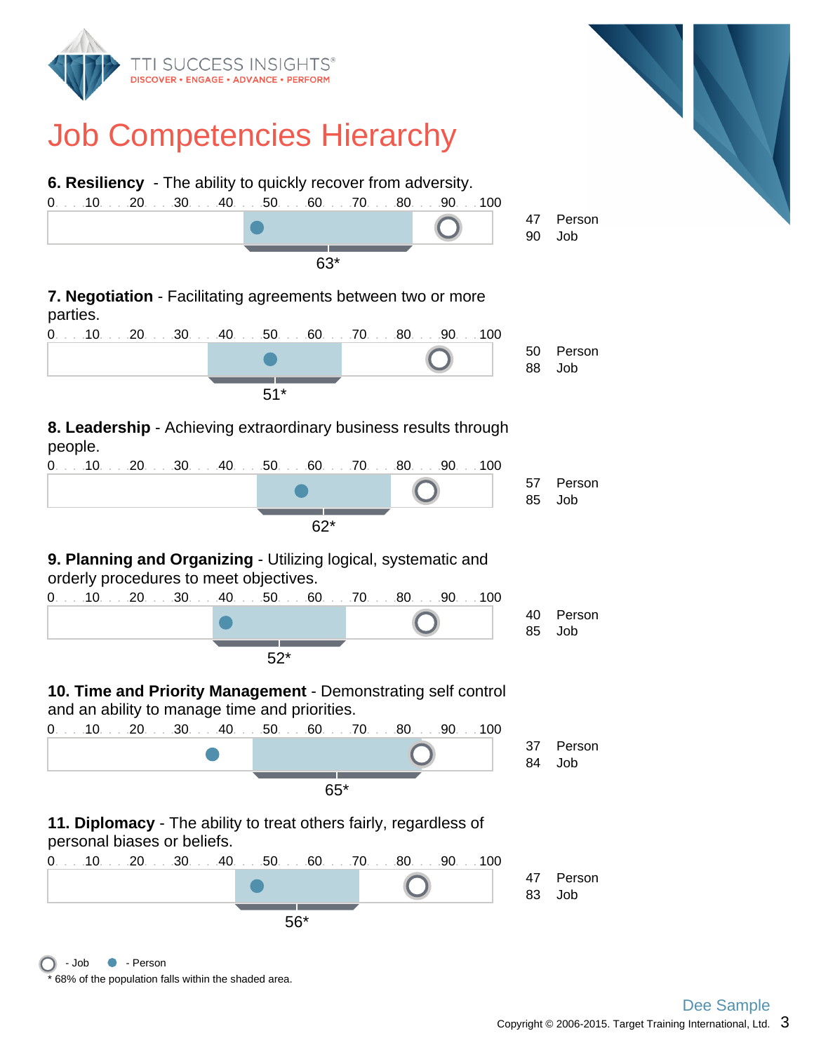# Job Competencies Hierarchy

**6. Resiliency** - The ability to quickly recover from adversity.

0 . . . 10 . . . 20 . . . 30 . . . 40 . . . 50 . . . 60 . . . 70 . . . 80 . . . 90 . . . 100

63*

47 Person
90 Job

**7. Negotiation** - Facilitating agreements between two or more parties.

0 . . . 10 . . . 20 . . . 30 . . . 40 . . . 50 . . . 60 . . . 70 . . . 80 . . . 90 . . . 100

51*

50 Person
88 Job

**8. Leadership** - Achieving extraordinary business results through people.

0 . . . 10 . . . 20 . . . 30 . . . 40 . . . 50 . . . 60 . . . 70 . . . 80 . . . 90 . . . 100

62*

57 Person
85 Job

**9. Planning and Organizing** - Utilizing logical, systematic and orderly procedures to meet objectives.

0 . . . 10 . . . 20 . . . 30 . . . 40 . . . 50 . . . 60 . . . 70 . . . 80 . . . 90 . . . 100

52*

40 Person
85 Job

**10. Time and Priority Management** - Demonstrating self control and an ability to manage time and priorities.

0 . . . 10 . . . 20 . . . 30 . . . 40 . . . 50 . . . 60 . . . 70 . . . 80 . . . 90 . . . 100

65*

37 Person
84 Job

**11. Diplomacy** - The ability to treat others fairly, regardless of personal biases or beliefs.

0 . . . 10 . . . 20 . . . 30 . . . 40 . . . 50 . . . 60 . . . 70 . . . 80 . . . 90 . . . 100

56*

47 Person
83 Job

○ - Job ● - Person

* 68% of the population falls within the shaded area.

Dee Sample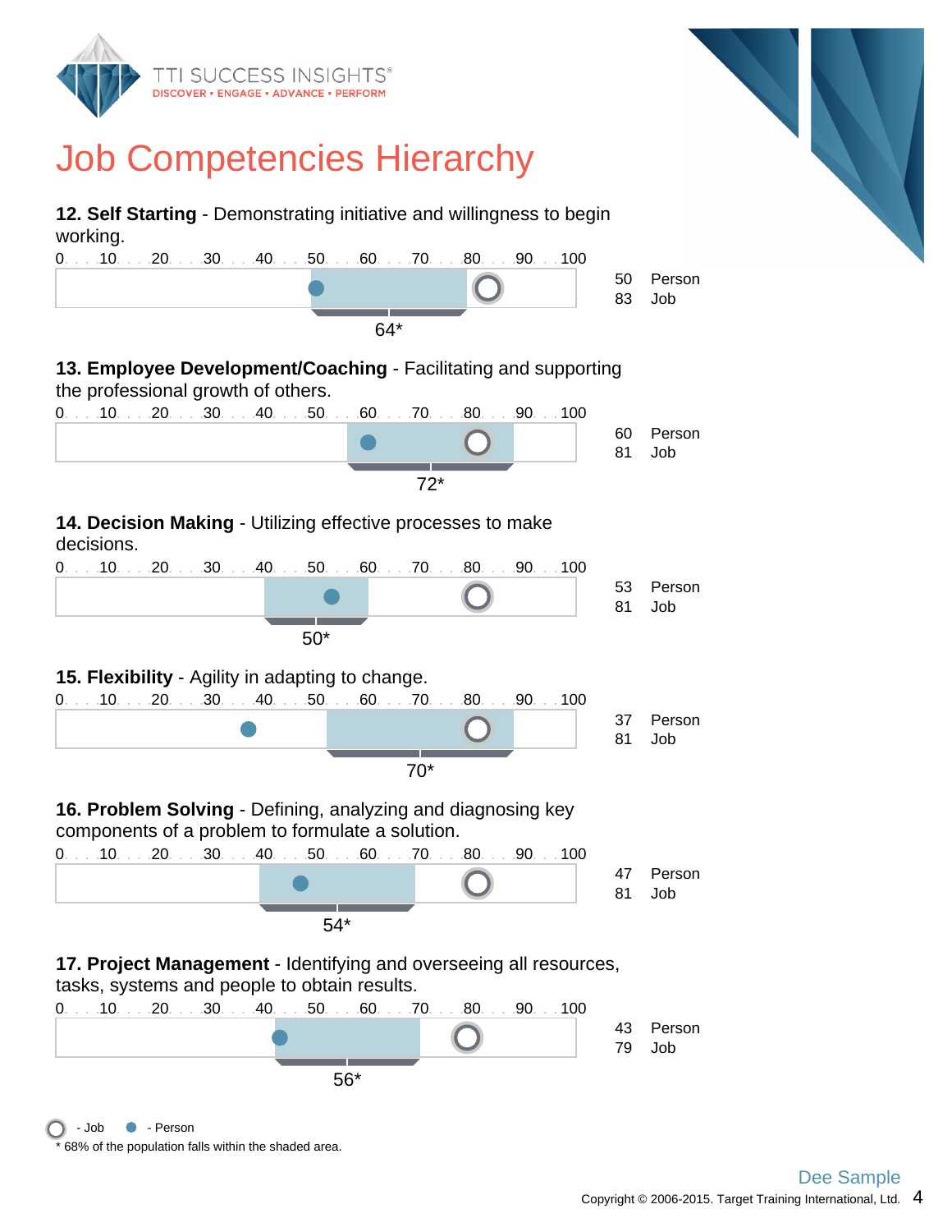# Job Competencies Hierarchy

**12. Self Starting** - Demonstrating initiative and willingness to begin working.

0 . . 10 . . 20 . . 30 . . 40 . . 50 . . 60 . . 70 . . 80 . . 90 . . 100

64*

50 Person
83 Job

**13. Employee Development/Coaching** - Facilitating and supporting the professional growth of others.

0 . . 10 . . 20 . . 30 . . 40 . . 50 . . 60 . . 70 . . 80 . . 90 . . 100

72*

60 Person
81 Job

**14. Decision Making** - Utilizing effective processes to make decisions.

0 . . 10 . . 20 . . 30 . . 40 . . 50 . . 60 . . 70 . . 80 . . 90 . . 100

50*

53 Person
81 Job

**15. Flexibility** - Agility in adapting to change.

0 . . 10 . . 20 . . 30 . . 40 . . 50 . . 60 . . 70 . . 80 . . 90 . . 100

70*

37 Person
81 Job

**16. Problem Solving** - Defining, analyzing and diagnosing key components of a problem to formulate a solution.

0 . . 10 . . 20 . . 30 . . 40 . . 50 . . 60 . . 70 . . 80 . . 90 . . 100

54*

47 Person
81 Job

**17. Project Management** - Identifying and overseeing all resources, tasks, systems and people to obtain results.

0 . . 10 . . 20 . . 30 . . 40 . . 50 . . 60 . . 70 . . 80 . . 90 . . 100

56*

43 Person
79 Job

- Job - Person

* 68% of the population falls within the shaded area.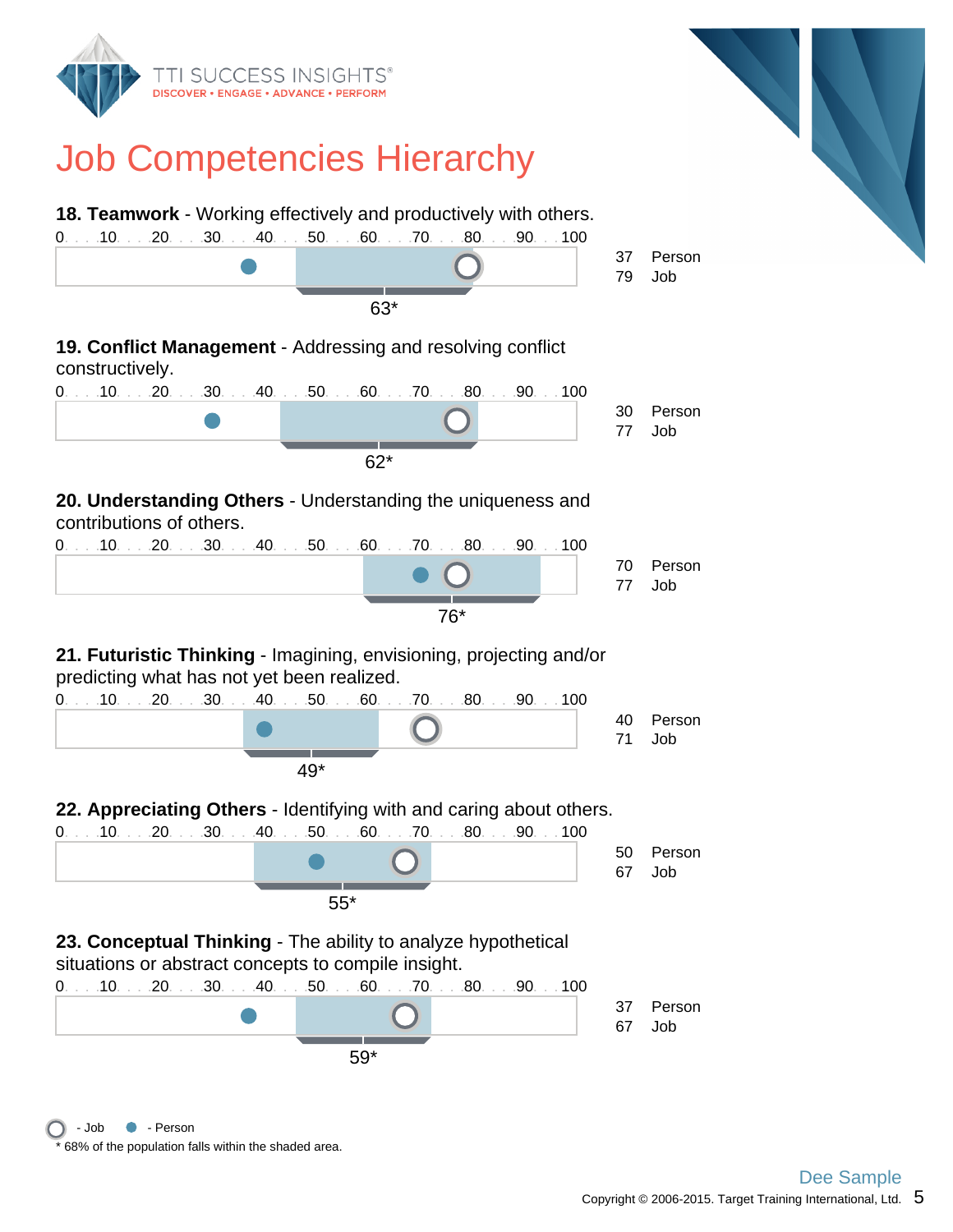# Job Competencies Hierarchy

**18. Teamwork** - Working effectively and productively with others.

0 . . . 10 . . . 20 . . . 30 . . . 40 . . . 50 . . . 60 . . . 70 . . . 80 . . . 90 . . . 100

63*

37 Person
79 Job

**19. Conflict Management** - Addressing and resolving conflict constructively.

0 . . . 10 . . . 20 . . . 30 . . . 40 . . . 50 . . . 60 . . . 70 . . . 80 . . . 90 . . . 100

62*

30 Person
77 Job

**20. Understanding Others** - Understanding the uniqueness and contributions of others.

0 . . . 10 . . . 20 . . . 30 . . . 40 . . . 50 . . . 60 . . . 70 . . . 80 . . . 90 . . . 100

76*

70 Person
77 Job

**21. Futuristic Thinking** - Imagining, envisioning, projecting and/or predicting what has not yet been realized.

0 . . . 10 . . . 20 . . . 30 . . . 40 . . . 50 . . . 60 . . . 70 . . . 80 . . . 90 . . . 100

49*

40 Person
71 Job

**22. Appreciating Others** - Identifying with and caring about others.

0 . . . 10 . . . 20 . . . 30 . . . 40 . . . 50 . . . 60 . . . 70 . . . 80 . . . 90 . . . 100

55*

50 Person
67 Job

**23. Conceptual Thinking** - The ability to analyze hypothetical situations or abstract concepts to compile insight.

0 . . . 10 . . . 20 . . . 30 . . . 40 . . . 50 . . . 60 . . . 70 . . . 80 . . . 90 . . . 100

59*

37 Person
67 Job

○ - Job ● - Person

* 68% of the population falls within the shaded area.

Dee Sample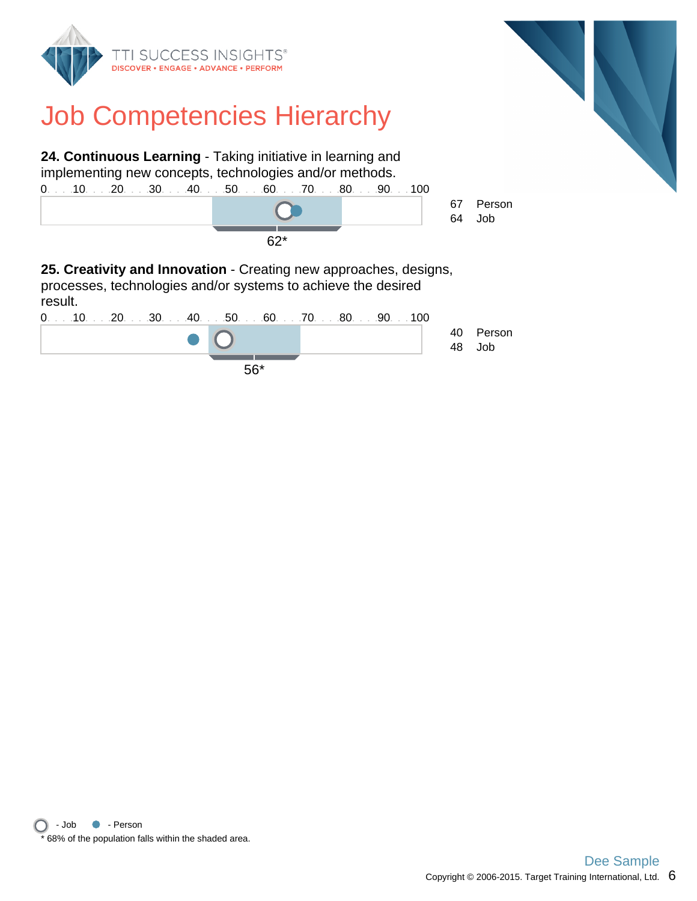# Job Competencies Hierarchy

**24. Continuous Learning** - Taking initiative in learning and implementing new concepts, technologies and/or methods.

0 . . . 10 . . . 20 . . . 30 . . . 40 . . . 50 . . . 60 . . . 70 . . . 80 . . . 90 . . . 100

62*

67 Person
64 Job

**25. Creativity and Innovation** - Creating new approaches, designs, processes, technologies and/or systems to achieve the desired result.

0 . . . 10 . . . 20 . . . 30 . . . 40 . . . 50 . . . 60 . . . 70 . . . 80 . . . 90 . . . 100

56*

40 Person
48 Job

- Job - Person

* 68% of the population falls within the shaded area.

Dee Sample

Copyright © 2006-2015. Target Training International, Ltd.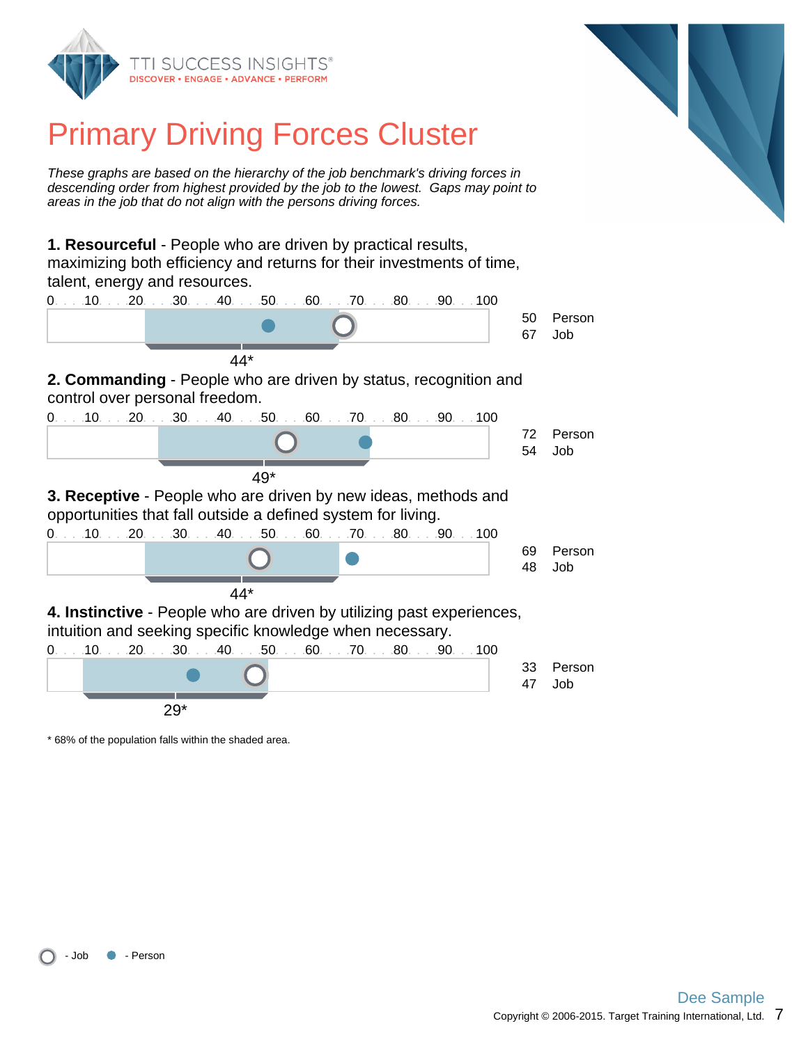# Primary Driving Forces Cluster

*These graphs are based on the hierarchy of the job benchmark's driving forces in descending order from highest provided by the job to the lowest. Gaps may point to areas in the job that do not align with the persons driving forces.*

**1. Resourceful** - People who are driven by practical results, maximizing both efficiency and returns for their investments of time, talent, energy and resources.

0 . . . 10 . . . 20 . . . 30 . . . 40 . . . 50 . . . 60 . . . 70 . . . 80 . . . 90 . . . 100

44*

50 Person
67 Job

**2. Commanding** - People who are driven by status, recognition and control over personal freedom.

0 . . . 10 . . . 20 . . . 30 . . . 40 . . . 50 . . . 60 . . . 70 . . . 80 . . . 90 . . . 100

49*

72 Person
54 Job

**3. Receptive** - People who are driven by new ideas, methods and opportunities that fall outside a defined system for living.

0 . . . 10 . . . 20 . . . 30 . . . 40 . . . 50 . . . 60 . . . 70 . . . 80 . . . 90 . . . 100

44*

69 Person
48 Job

**4. Instinctive** - People who are driven by utilizing past experiences, intuition and seeking specific knowledge when necessary.

0 . . . 10 . . . 20 . . . 30 . . . 40 . . . 50 . . . 60 . . . 70 . . . 80 . . . 90 . . . 100

29*

33 Person
47 Job

\* 68% of the population falls within the shaded area.

○ - Job ● - Person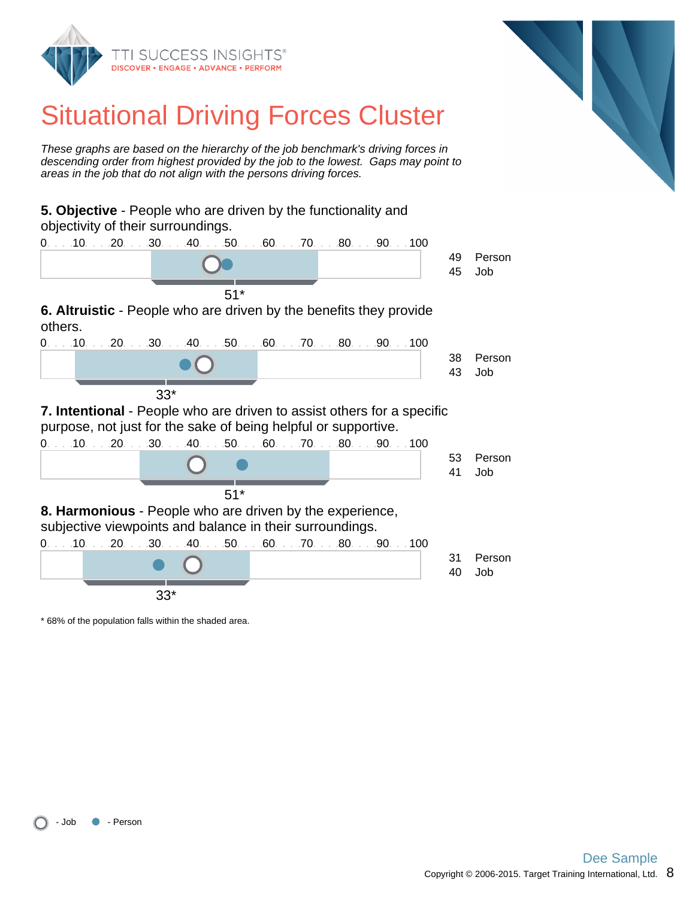# Situational Driving Forces Cluster

*These graphs are based on the hierarchy of the job benchmark's driving forces in descending order from highest provided by the job to the lowest. Gaps may point to areas in the job that do not align with the persons driving forces.*

**5. Objective** - People who are driven by the functionality and objectivity of their surroundings.

0 . . . 10 . . . 20 . . . 30 . . . 40 . . . 50 . . . 60 . . . 70 . . . 80 . . . 90 . . . 100

51*

| | |
|---|---|
| 49 | Person |
| 45 | Job |

**6. Altruistic** - People who are driven by the benefits they provide others.

0 . . . 10 . . . 20 . . . 30 . . . 40 . . . 50 . . . 60 . . . 70 . . . 80 . . . 90 . . . 100

33*

| | |
|---|---|
| 38 | Person |
| 43 | Job |

**7. Intentional** - People who are driven to assist others for a specific purpose, not just for the sake of being helpful or supportive.

0 . . . 10 . . . 20 . . . 30 . . . 40 . . . 50 . . . 60 . . . 70 . . . 80 . . . 90 . . . 100

51*

| | |
|---|---|
| 53 | Person |
| 41 | Job |

**8. Harmonious** - People who are driven by the experience, subjective viewpoints and balance in their surroundings.

0 . . . 10 . . . 20 . . . 30 . . . 40 . . . 50 . . . 60 . . . 70 . . . 80 . . . 90 . . . 100

33*

| | |
|---|---|
| 31 | Person |
| 40 | Job |

\* 68% of the population falls within the shaded area.

○ - Job ● - Person

Dee Sample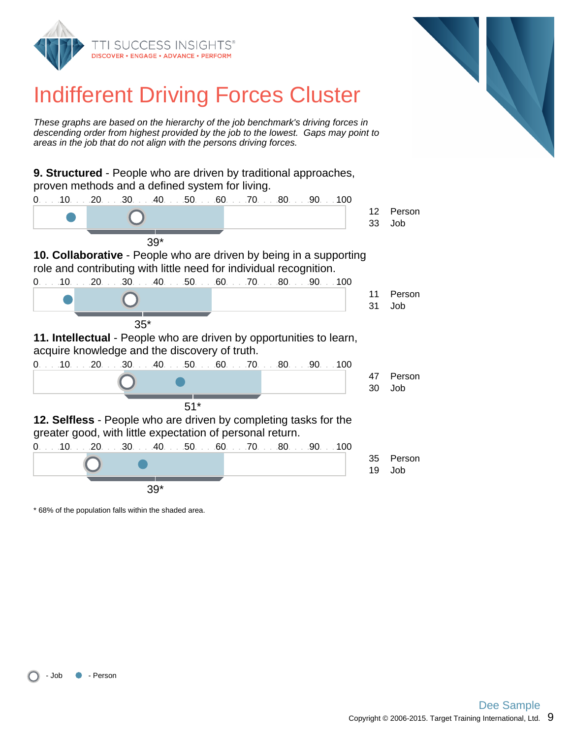# Indifferent Driving Forces Cluster

*These graphs are based on the hierarchy of the job benchmark's driving forces in descending order from highest provided by the job to the lowest. Gaps may point to areas in the job that do not align with the persons driving forces.*

**9. Structured** - People who are driven by traditional approaches, proven methods and a defined system for living.

0 . . . 10 . . . 20 . . . 30 . . . 40 . . . 50 . . . 60 . . . 70 . . . 80 . . . 90 . . . 100

| | |
|---|---|
| 12 | Person |
| 33 | Job |

39*

**10. Collaborative** - People who are driven by being in a supporting role and contributing with little need for individual recognition.

0 . . . 10 . . . 20 . . . 30 . . . 40 . . . 50 . . . 60 . . . 70 . . . 80 . . . 90 . . . 100

| | |
|---|---|
| 11 | Person |
| 31 | Job |

35*

**11. Intellectual** - People who are driven by opportunities to learn, acquire knowledge and the discovery of truth.

0 . . . 10 . . . 20 . . . 30 . . . 40 . . . 50 . . . 60 . . . 70 . . . 80 . . . 90 . . . 100

| | |
|---|---|
| 47 | Person |
| 30 | Job |

51*

**12. Selfless** - People who are driven by completing tasks for the greater good, with little expectation of personal return.

0 . . . 10 . . . 20 . . . 30 . . . 40 . . . 50 . . . 60 . . . 70 . . . 80 . . . 90 . . . 100

| | |
|---|---|
| 35 | Person |
| 19 | Job |

39*

\* 68% of the population falls within the shaded area.

○ - Job ● - Person

Dee Sample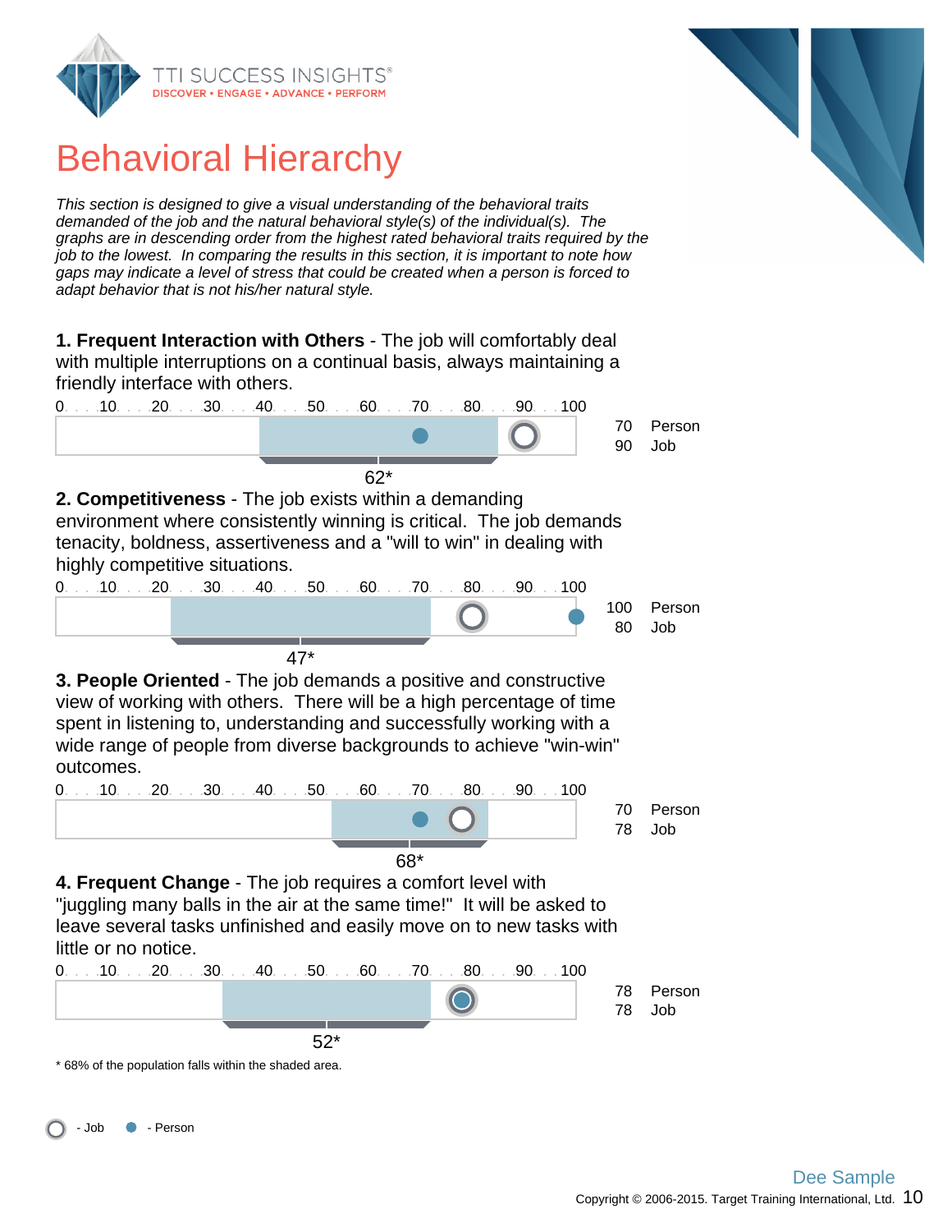# Behavioral Hierarchy

*This section is designed to give a visual understanding of the behavioral traits demanded of the job and the natural behavioral style(s) of the individual(s). The graphs are in descending order from the highest rated behavioral traits required by the job to the lowest. In comparing the results in this section, it is important to note how gaps may indicate a level of stress that could be created when a person is forced to adapt behavior that is not his/her natural style.*

**1. Frequent Interaction with Others** - The job will comfortably deal with multiple interruptions on a continual basis, always maintaining a friendly interface with others.

| Score | |
|---|---|
| 70 | Person |
| 90 | Job |

62*

**2. Competitiveness** - The job exists within a demanding environment where consistently winning is critical. The job demands tenacity, boldness, assertiveness and a "will to win" in dealing with highly competitive situations.

| Score | |
|---|---|
| 100 | Person |
| 80 | Job |

47*

**3. People Oriented** - The job demands a positive and constructive view of working with others. There will be a high percentage of time spent in listening to, understanding and successfully working with a wide range of people from diverse backgrounds to achieve "win-win" outcomes.

| Score | |
|---|---|
| 70 | Person |
| 78 | Job |

68*

**4. Frequent Change** - The job requires a comfort level with "juggling many balls in the air at the same time!" It will be asked to leave several tasks unfinished and easily move on to new tasks with little or no notice.

| Score | |
|---|---|
| 78 | Person |
| 78 | Job |

52*

* 68% of the population falls within the shaded area.

○ - Job ● - Person

Dee Sample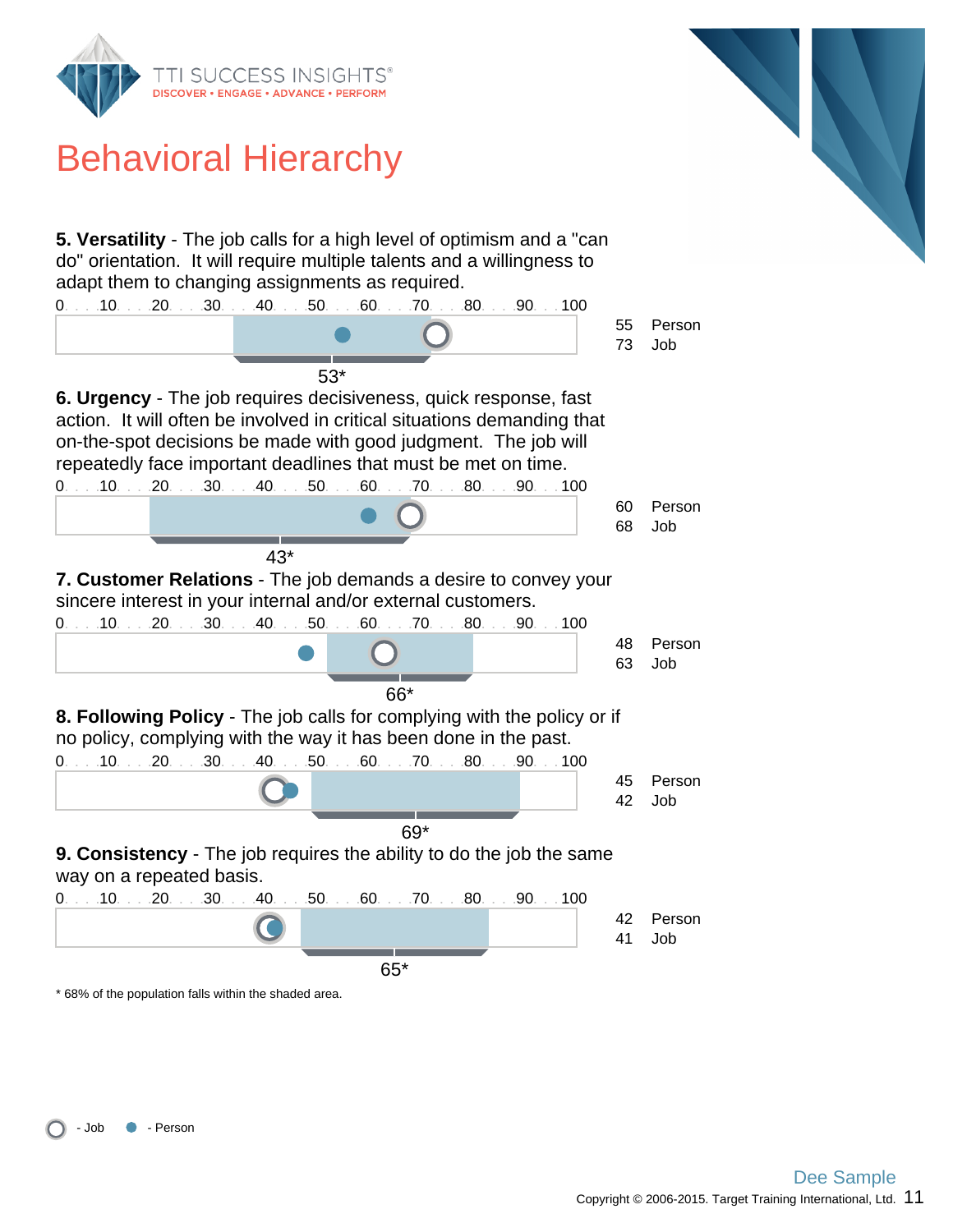# Behavioral Hierarchy

**5. Versatility** - The job calls for a high level of optimism and a "can do" orientation. It will require multiple talents and a willingness to adapt them to changing assignments as required.

0 . . . 10 . . . 20 . . . 30 . . . 40 . . . 50 . . . 60 . . . 70 . . . 80 . . . 90 . . . 100

53*

55 Person
73 Job

**6. Urgency** - The job requires decisiveness, quick response, fast action. It will often be involved in critical situations demanding that on-the-spot decisions be made with good judgment. The job will repeatedly face important deadlines that must be met on time.

0 . . . 10 . . . 20 . . . 30 . . . 40 . . . 50 . . . 60 . . . 70 . . . 80 . . . 90 . . . 100

43*

60 Person
68 Job

**7. Customer Relations** - The job demands a desire to convey your sincere interest in your internal and/or external customers.

0 . . . 10 . . . 20 . . . 30 . . . 40 . . . 50 . . . 60 . . . 70 . . . 80 . . . 90 . . . 100

66*

48 Person
63 Job

**8. Following Policy** - The job calls for complying with the policy or if no policy, complying with the way it has been done in the past.

0 . . . 10 . . . 20 . . . 30 . . . 40 . . . 50 . . . 60 . . . 70 . . . 80 . . . 90 . . . 100

69*

45 Person
42 Job

**9. Consistency** - The job requires the ability to do the job the same way on a repeated basis.

0 . . . 10 . . . 20 . . . 30 . . . 40 . . . 50 . . . 60 . . . 70 . . . 80 . . . 90 . . . 100

65*

42 Person
41 Job

* 68% of the population falls within the shaded area.

○ - Job ● - Person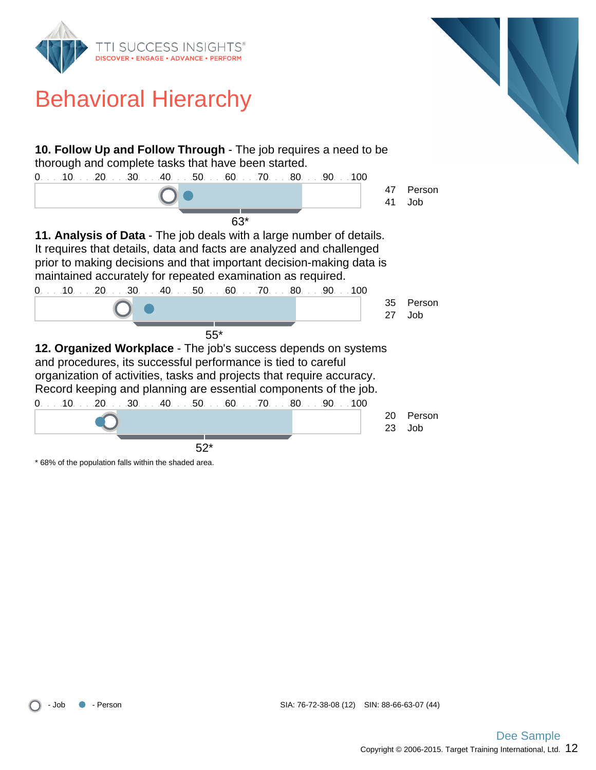# Behavioral Hierarchy

**10. Follow Up and Follow Through** - The job requires a need to be thorough and complete tasks that have been started.

0 . . . 10 . . . 20 . . . 30 . . . 40 . . . 50 . . . 60 . . . 70 . . . 80 . . . 90 . . . 100

47 Person
41 Job

63*

**11. Analysis of Data** - The job deals with a large number of details. It requires that details, data and facts are analyzed and challenged prior to making decisions and that important decision-making data is maintained accurately for repeated examination as required.

0 . . . 10 . . . 20 . . . 30 . . . 40 . . . 50 . . . 60 . . . 70 . . . 80 . . . 90 . . . 100

35 Person
27 Job

55*

**12. Organized Workplace** - The job's success depends on systems and procedures, its successful performance is tied to careful organization of activities, tasks and projects that require accuracy. Record keeping and planning are essential components of the job.

0 . . . 10 . . . 20 . . . 30 . . . 40 . . . 50 . . . 60 . . . 70 . . . 80 . . . 90 . . . 100

20 Person
23 Job

52*

\* 68% of the population falls within the shaded area.

- Job   - Person

SIA: 76-72-38-08 (12)   SIN: 88-66-63-07 (44)

Dee Sample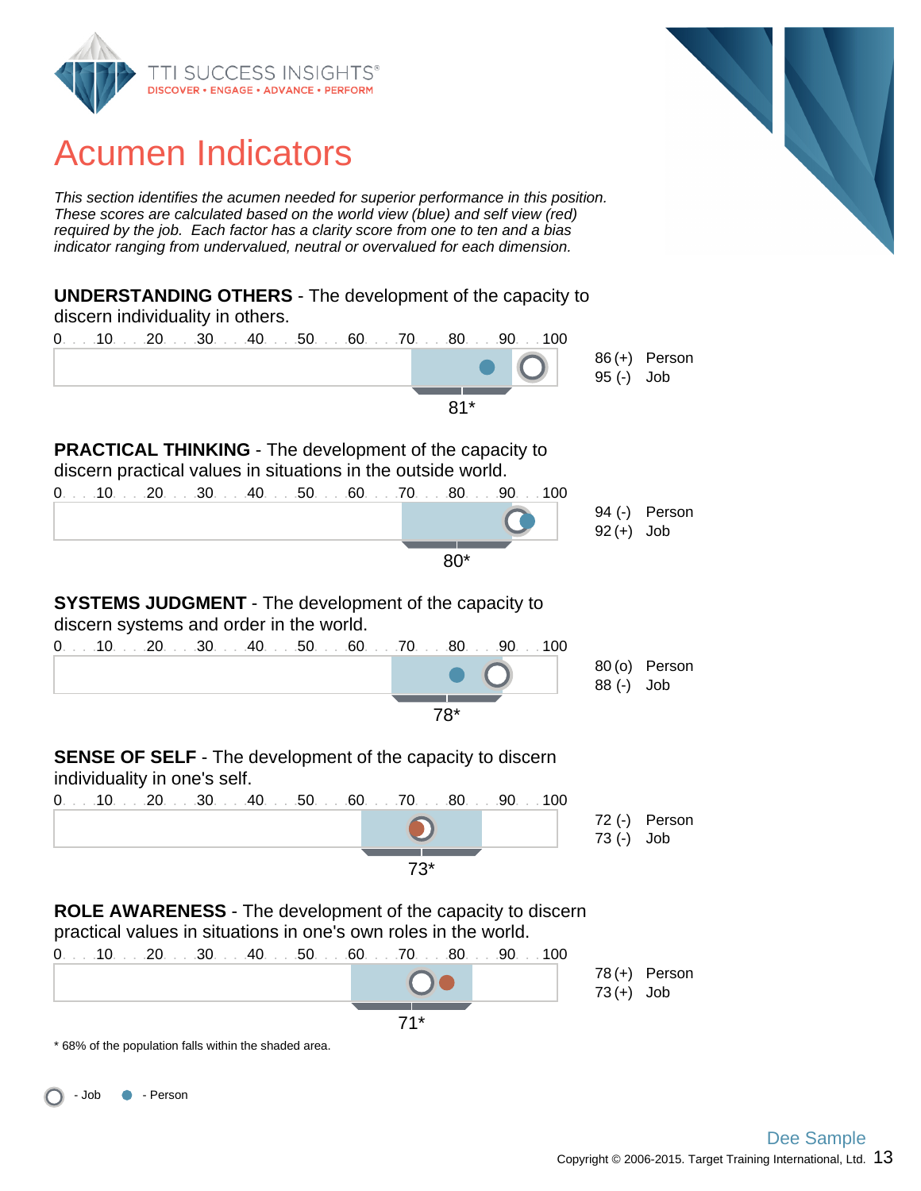# Acumen Indicators

*This section identifies the acumen needed for superior performance in this position. These scores are calculated based on the world view (blue) and self view (red) required by the job. Each factor has a clarity score from one to ten and a bias indicator ranging from undervalued, neutral or overvalued for each dimension.*

**UNDERSTANDING OTHERS** - The development of the capacity to discern individuality in others.

0 . . . 10 . . . 20 . . . 30 . . . 40 . . . 50 . . . 60 . . . 70 . . . 80 . . . 90 . . . 100

86 (+) Person
95 (-) Job

81*

**PRACTICAL THINKING** - The development of the capacity to discern practical values in situations in the outside world.

0 . . . 10 . . . 20 . . . 30 . . . 40 . . . 50 . . . 60 . . . 70 . . . 80 . . . 90 . . . 100

94 (-) Person
92 (+) Job

80*

**SYSTEMS JUDGMENT** - The development of the capacity to discern systems and order in the world.

0 . . . 10 . . . 20 . . . 30 . . . 40 . . . 50 . . . 60 . . . 70 . . . 80 . . . 90 . . . 100

80 (o) Person
88 (-) Job

78*

**SENSE OF SELF** - The development of the capacity to discern individuality in one's self.

0 . . . 10 . . . 20 . . . 30 . . . 40 . . . 50 . . . 60 . . . 70 . . . 80 . . . 90 . . . 100

72 (-) Person
73 (-) Job

73*

**ROLE AWARENESS** - The development of the capacity to discern practical values in situations in one's own roles in the world.

0 . . . 10 . . . 20 . . . 30 . . . 40 . . . 50 . . . 60 . . . 70 . . . 80 . . . 90 . . . 100

78 (+) Person
73 (+) Job

71*

* 68% of the population falls within the shaded area.

○ - Job ● - Person

Dee Sample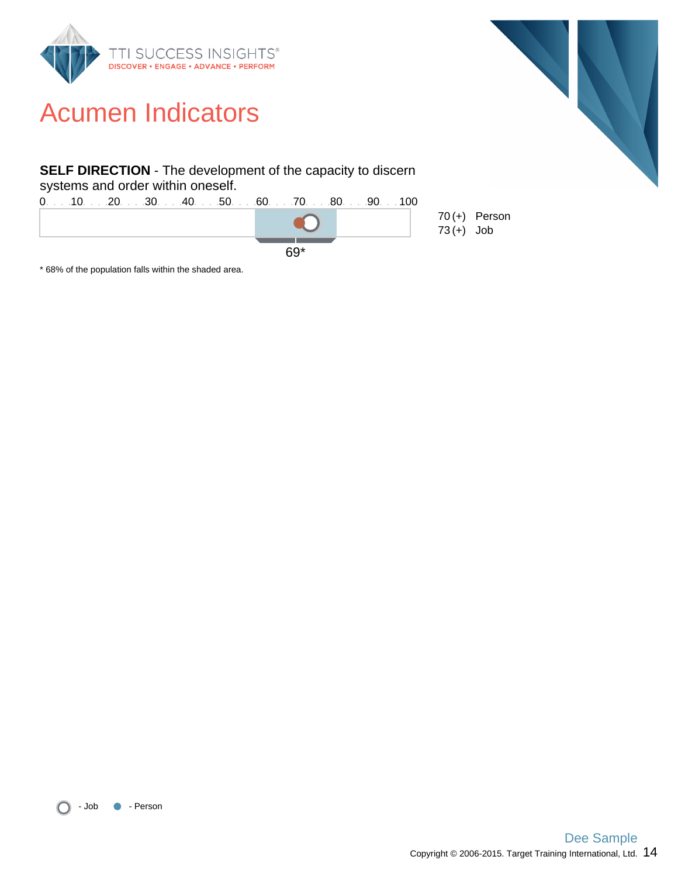# Acumen Indicators

**SELF DIRECTION** - The development of the capacity to discern systems and order within oneself.

0 . . . 10 . . . 20 . . . 30 . . . 40 . . . 50 . . . 60 . . . 70 . . . 80 . . . 90 . . . 100

70 (+) Person
73 (+) Job

69*

* 68% of the population falls within the shaded area.

- Job - Person

Dee Sample

Copyright © 2006-2015. Target Training International, Ltd.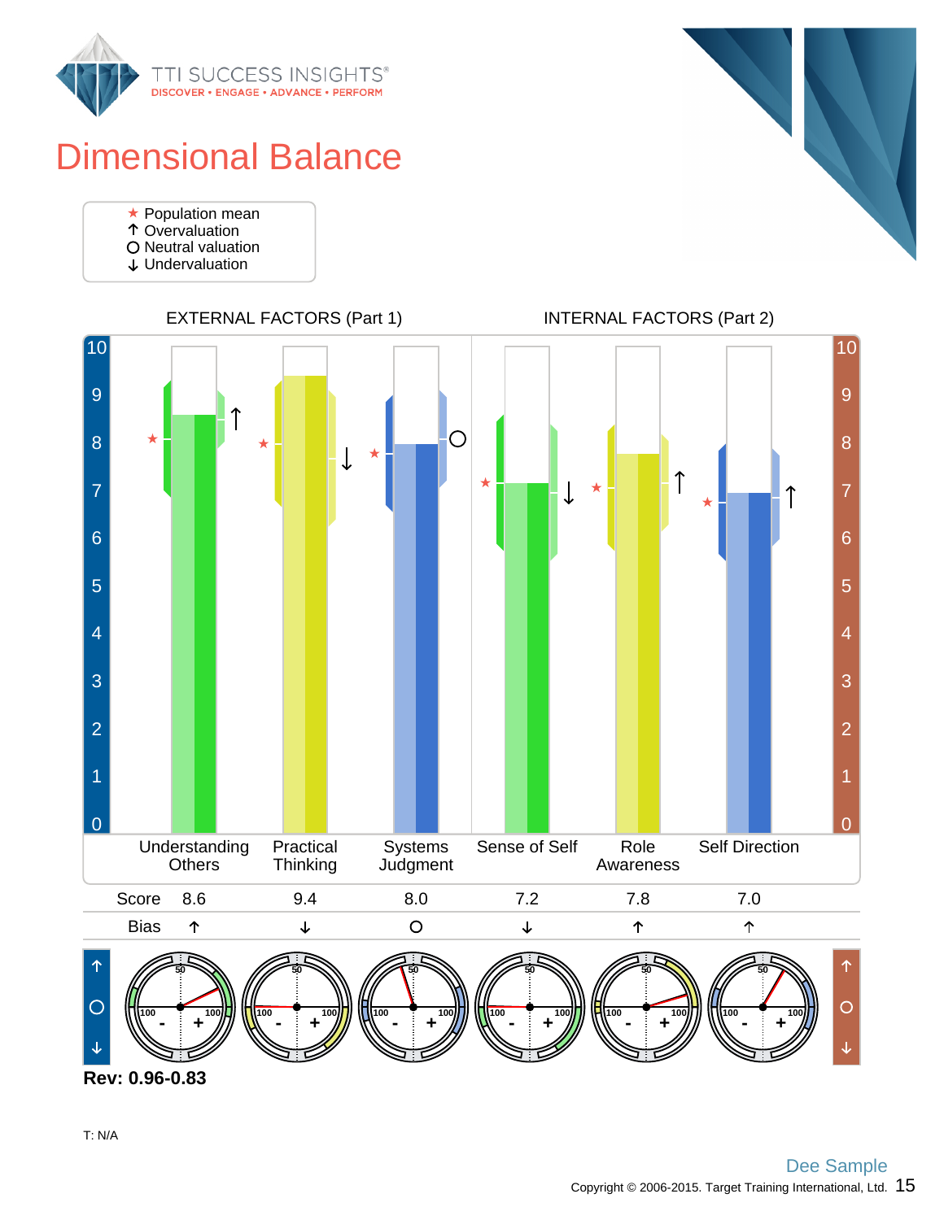# Dimensional Balance

★ Population mean
↑ Overvaluation
O Neutral valuation
↓ Undervaluation

EXTERNAL FACTORS (Part 1) | INTERNAL FACTORS (Part 2)

| | Understanding Others | Practical Thinking | Systems Judgment | Sense of Self | Role Awareness | Self Direction |
|---|---|---|---|---|---|---|
| Score | 8.6 | 9.4 | 8.0 | 7.2 | 7.8 | 7.0 |
| Bias | ↑ | ↓ | O | ↓ | ↑ | ↑ |

**Rev: 0.96-0.83**

T: N/A

Dee Sample

Copyright © 2006-2015. Target Training International, Ltd.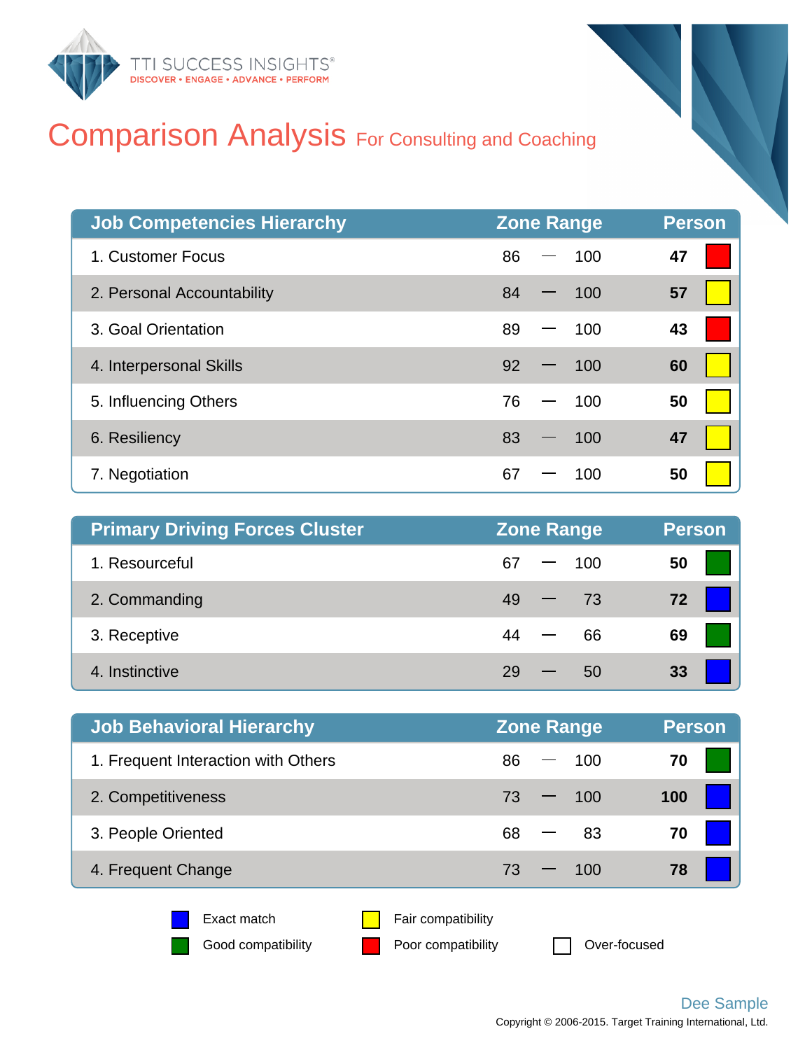TTI SUCCESS INSIGHTS®
DISCOVER • ENGAGE • ADVANCE • PERFORM

# Comparison Analysis For Consulting and Coaching

| Job Competencies Hierarchy | Zone Range | Person | |
|---|---|---|---|
| 1. Customer Focus | 86 — 100 | 47 | Poor compatibility |
| 2. Personal Accountability | 84 — 100 | 57 | Fair compatibility |
| 3. Goal Orientation | 89 — 100 | 43 | Poor compatibility |
| 4. Interpersonal Skills | 92 — 100 | 60 | Fair compatibility |
| 5. Influencing Others | 76 — 100 | 50 | Fair compatibility |
| 6. Resiliency | 83 — 100 | 47 | Fair compatibility |
| 7. Negotiation | 67 — 100 | 50 | Fair compatibility |

| Primary Driving Forces Cluster | Zone Range | Person | |
|---|---|---|---|
| 1. Resourceful | 67 — 100 | 50 | Good compatibility |
| 2. Commanding | 49 — 73 | 72 | Exact match |
| 3. Receptive | 44 — 66 | 69 | Good compatibility |
| 4. Instinctive | 29 — 50 | 33 | Exact match |

| Job Behavioral Hierarchy | Zone Range | Person | |
|---|---|---|---|
| 1. Frequent Interaction with Others | 86 — 100 | 70 | Good compatibility |
| 2. Competitiveness | 73 — 100 | 100 | Exact match |
| 3. People Oriented | 68 — 83 | 70 | Exact match |
| 4. Frequent Change | 73 — 100 | 78 | Exact match |

Exact match
Good compatibility
Fair compatibility
Poor compatibility
Over-focused

Dee Sample

Copyright © 2006-2015. Target Training International, Ltd.